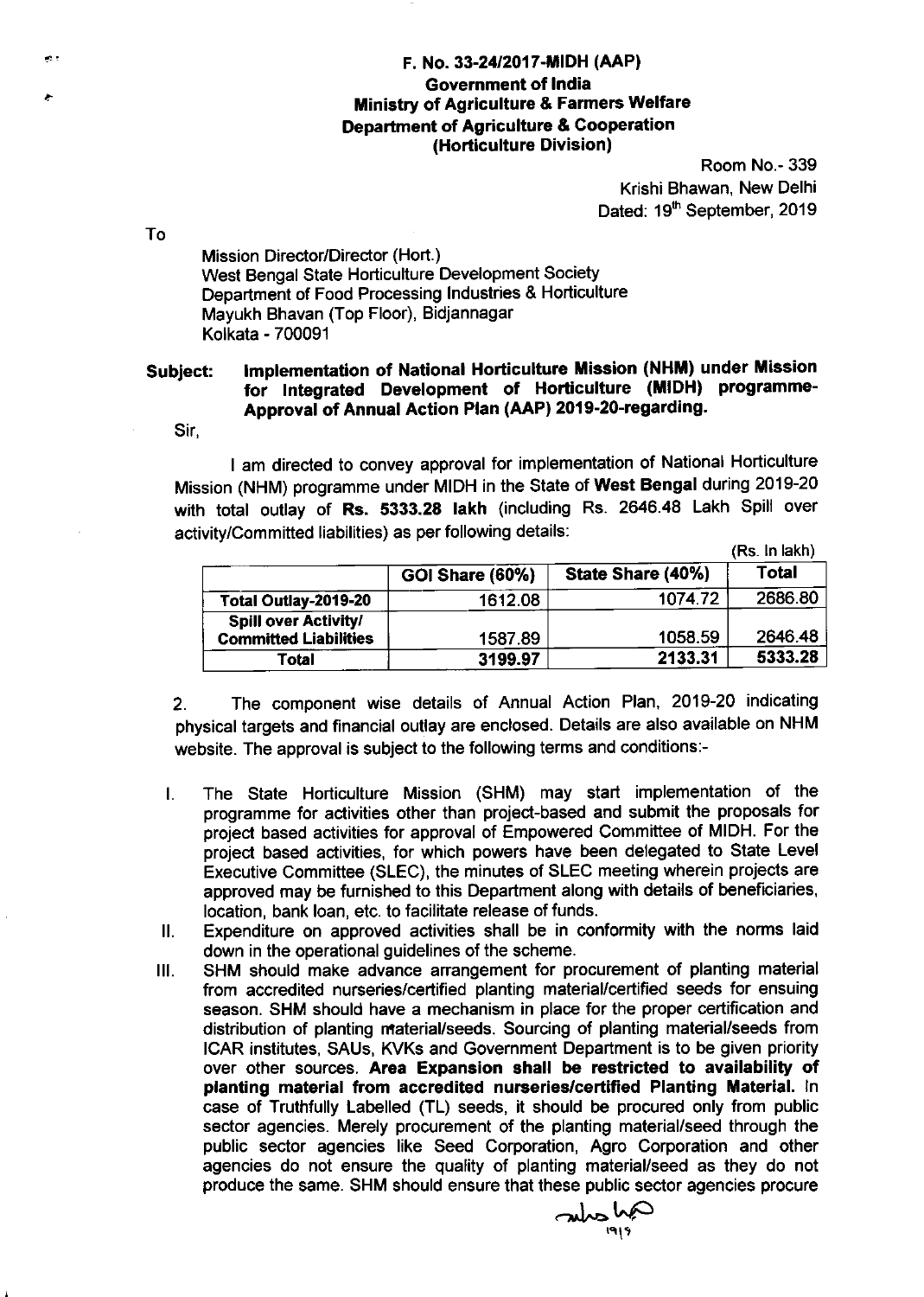**F. No. 33-24/2017-MIDH (AAP)**
**Government of India**
**Ministry of Agriculture & Farmers Welfare**
**Department of Agriculture & Cooperation**
**(Horticulture Division)**

Room No.- 339
Krishi Bhawan, New Delhi
Dated: 19th September, 2019

To

Mission Director/Director (Hort.)
West Bengal State Horticulture Development Society
Department of Food Processing Industries & Horticulture
Mayukh Bhavan (Top Floor), Bidjannagar
Kolkata - 700091

**Subject: Implementation of National Horticulture Mission (NHM) under Mission for Integrated Development of Horticulture (MIDH) programme- Approval of Annual Action Plan (AAP) 2019-20-regarding.**

Sir,

I am directed to convey approval for implementation of National Horticulture Mission (NHM) programme under MIDH in the State of **West Bengal** during 2019-20 with total outlay of **Rs. 5333.28 lakh** (including Rs. 2646.48 Lakh Spill over activity/Committed liabilities) as per following details:

(Rs. In lakh)

| | GOI Share (60%) | State Share (40%) | Total |
|---|---|---|---|
| **Total Outlay-2019-20** | 1612.08 | 1074.72 | 2686.80 |
| **Spill over Activity/ Committed Liabilities** | 1587.89 | 1058.59 | 2646.48 |
| **Total** | **3199.97** | **2133.31** | **5333.28** |

2. The component wise details of Annual Action Plan, 2019-20 indicating physical targets and financial outlay are enclosed. Details are also available on NHM website. The approval is subject to the following terms and conditions:-

I. The State Horticulture Mission (SHM) may start implementation of the programme for activities other than project-based and submit the proposals for project based activities for approval of Empowered Committee of MIDH. For the project based activities, for which powers have been delegated to State Level Executive Committee (SLEC), the minutes of SLEC meeting wherein projects are approved may be furnished to this Department along with details of beneficiaries, location, bank loan, etc. to facilitate release of funds.

II. Expenditure on approved activities shall be in conformity with the norms laid down in the operational guidelines of the scheme.

III. SHM should make advance arrangement for procurement of planting material from accredited nurseries/certified planting material/certified seeds for ensuing season. SHM should have a mechanism in place for the proper certification and distribution of planting material/seeds. Sourcing of planting material/seeds from ICAR institutes, SAUs, KVKs and Government Department is to be given priority over other sources. **Area Expansion shall be restricted to availability of planting material from accredited nurseries/certified Planting Material.** In case of Truthfully Labelled (TL) seeds, it should be procured only from public sector agencies. Merely procurement of the planting material/seed through the public sector agencies like Seed Corporation, Agro Corporation and other agencies do not ensure the quality of planting material/seed as they do not produce the same. SHM should ensure that these public sector agencies procure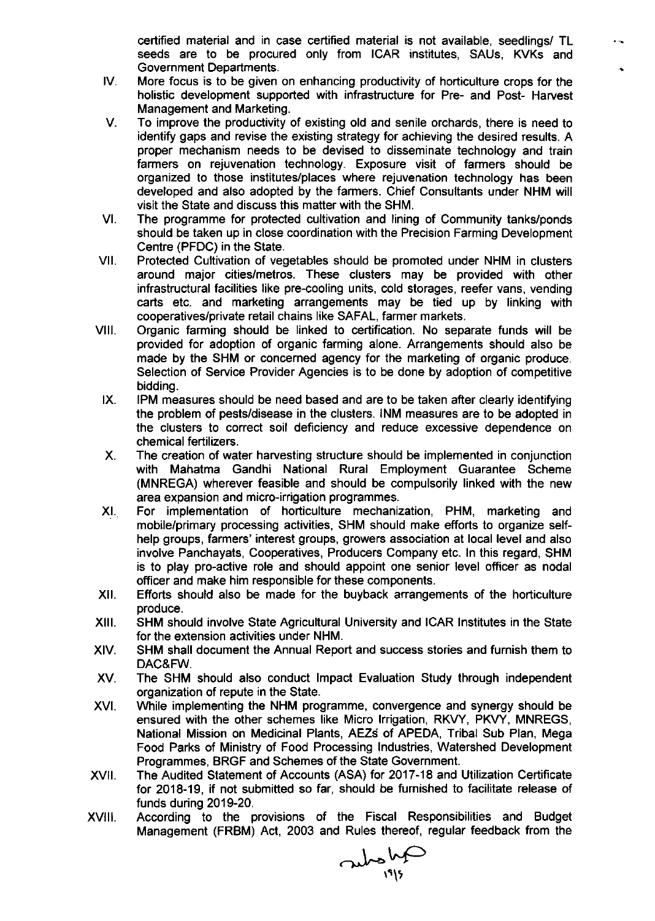certified material and in case certified material is not available, seedlings/ TL seeds are to be procured only from ICAR institutes, SAUs, KVKs and Government Departments.

IV. More focus is to be given on enhancing productivity of horticulture crops for the holistic development supported with infrastructure for Pre- and Post- Harvest Management and Marketing.

V. To improve the productivity of existing old and senile orchards, there is need to identify gaps and revise the existing strategy for achieving the desired results. A proper mechanism needs to be devised to disseminate technology and train farmers on rejuvenation technology. Exposure visit of farmers should be organized to those institutes/places where rejuvenation technology has been developed and also adopted by the farmers. Chief Consultants under NHM will visit the State and discuss this matter with the SHM.

VI. The programme for protected cultivation and lining of Community tanks/ponds should be taken up in close coordination with the Precision Farming Development Centre (PFDC) in the State.

VII. Protected Cultivation of vegetables should be promoted under NHM in clusters around major cities/metros. These clusters may be provided with other infrastructural facilities like pre-cooling units, cold storages, reefer vans, vending carts etc. and marketing arrangements may be tied up by linking with cooperatives/private retail chains like SAFAL, farmer markets.

VIII. Organic farming should be linked to certification. No separate funds will be provided for adoption of organic farming alone. Arrangements should also be made by the SHM or concerned agency for the marketing of organic produce. Selection of Service Provider Agencies is to be done by adoption of competitive bidding.

IX. IPM measures should be need based and are to be taken after clearly identifying the problem of pests/disease in the clusters. INM measures are to be adopted in the clusters to correct soil deficiency and reduce excessive dependence on chemical fertilizers.

X. The creation of water harvesting structure should be implemented in conjunction with Mahatma Gandhi National Rural Employment Guarantee Scheme (MNREGA) wherever feasible and should be compulsorily linked with the new area expansion and micro-irrigation programmes.

XI. For implementation of horticulture mechanization, PHM, marketing and mobile/primary processing activities, SHM should make efforts to organize self-help groups, farmers' interest groups, growers association at local level and also involve Panchayats, Cooperatives, Producers Company etc. In this regard, SHM is to play pro-active role and should appoint one senior level officer as nodal officer and make him responsible for these components.

XII. Efforts should also be made for the buyback arrangements of the horticulture produce.

XIII. SHM should involve State Agricultural University and ICAR Institutes in the State for the extension activities under NHM.

XIV. SHM shall document the Annual Report and success stories and furnish them to DAC&FW.

XV. The SHM should also conduct Impact Evaluation Study through independent organization of repute in the State.

XVI. While implementing the NHM programme, convergence and synergy should be ensured with the other schemes like Micro Irrigation, RKVY, PKVY, MNREGS, National Mission on Medicinal Plants, AEZs of APEDA, Tribal Sub Plan, Mega Food Parks of Ministry of Food Processing Industries, Watershed Development Programmes, BRGF and Schemes of the State Government.

XVII. The Audited Statement of Accounts (ASA) for 2017-18 and Utilization Certificate for 2018-19, if not submitted so far, should be furnished to facilitate release of funds during 2019-20.

XVIII. According to the provisions of the Fiscal Responsibilities and Budget Management (FRBM) Act, 2003 and Rules thereof, regular feedback from the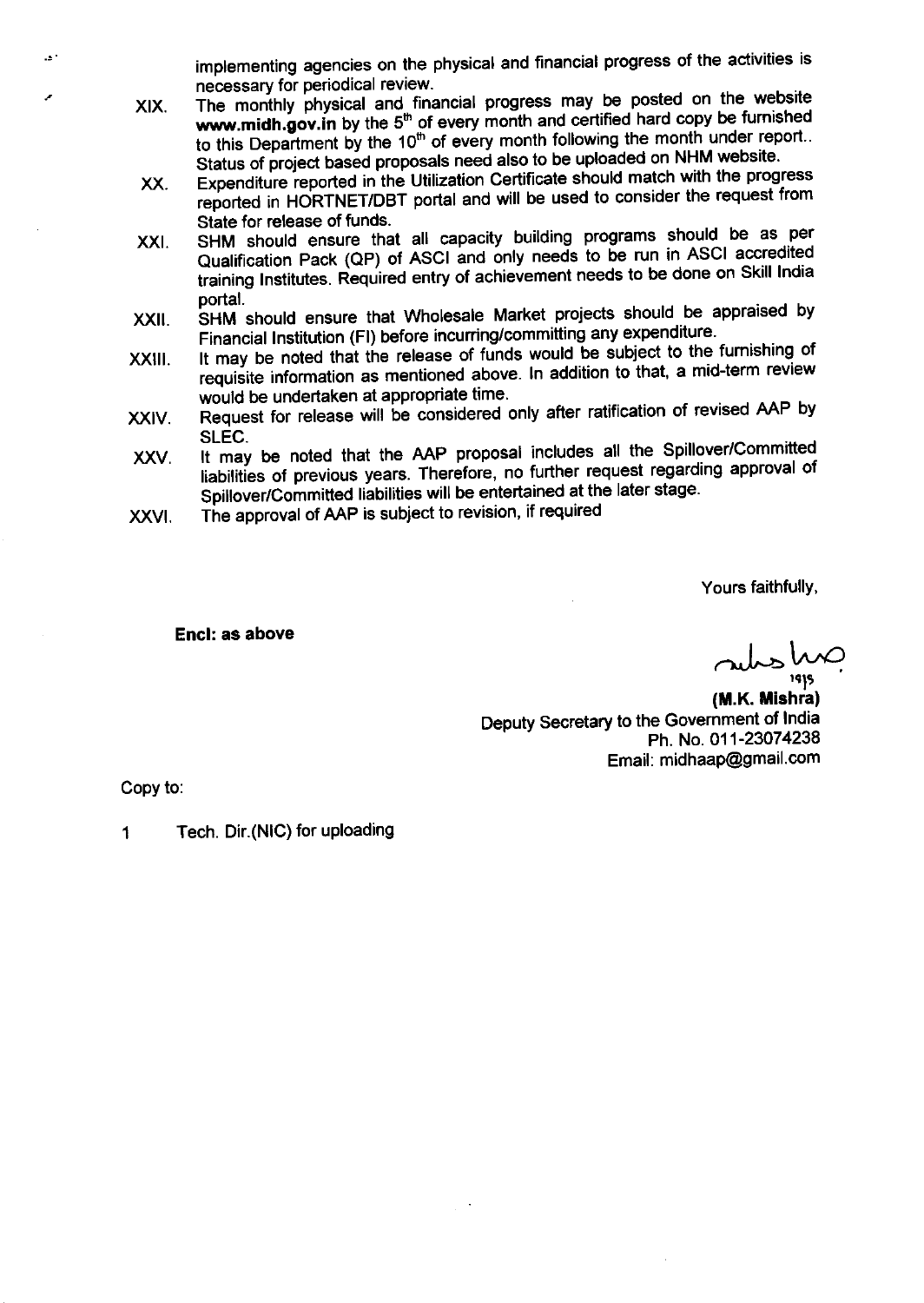implementing agencies on the physical and financial progress of the activities is necessary for periodical review.

XIX. The monthly physical and financial progress may be posted on the website **www.midh.gov.in** by the 5th of every month and certified hard copy be furnished to this Department by the 10th of every month following the month under report.. Status of project based proposals need also to be uploaded on NHM website.

XX. Expenditure reported in the Utilization Certificate should match with the progress reported in HORTNET/DBT portal and will be used to consider the request from State for release of funds.

XXI. SHM should ensure that all capacity building programs should be as per Qualification Pack (QP) of ASCI and only needs to be run in ASCI accredited training Institutes. Required entry of achievement needs to be done on Skill India portal.

XXII. SHM should ensure that Wholesale Market projects should be appraised by Financial Institution (FI) before incurring/committing any expenditure.

XXIII. It may be noted that the release of funds would be subject to the furnishing of requisite information as mentioned above. In addition to that, a mid-term review would be undertaken at appropriate time.

XXIV. Request for release will be considered only after ratification of revised AAP by SLEC.

XXV. It may be noted that the AAP proposal includes all the Spillover/Committed liabilities of previous years. Therefore, no further request regarding approval of Spillover/Committed liabilities will be entertained at the later stage.

XXVI. The approval of AAP is subject to revision, if required

Yours faithfully,

**Encl: as above**

**(M.K. Mishra)**
Deputy Secretary to the Government of India
Ph. No. 011-23074238
Email: midhaap@gmail.com

Copy to:

1 Tech. Dir.(NIC) for uploading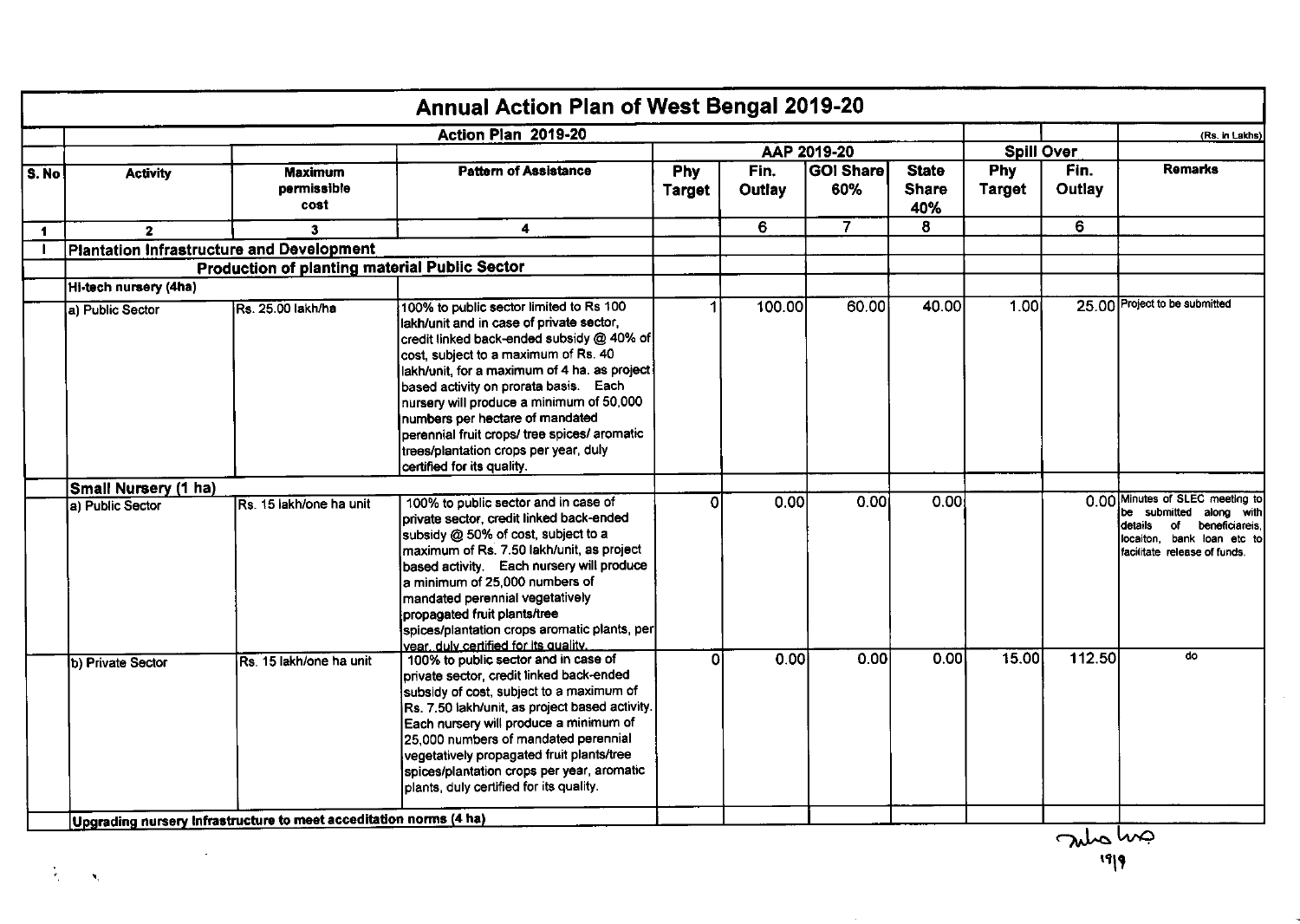# Annual Action Plan of West Bengal 2019-20

(Rs. in Lakhs)

| S. No | Activity | Maximum permissible cost | Pattern of Assistance | AAP 2019-20 Phy Target | AAP 2019-20 Fin. Outlay | AAP 2019-20 GOI Share 60% | AAP 2019-20 State Share 40% | Spill Over Phy Target | Spill Over Fin. Outlay | Remarks |
|---|---|---|---|---|---|---|---|---|---|---|
| 1 | 2 | 3 | 4 | | 6 | 7 | 8 | | 6 | |
| I | Plantation Infrastructure and Development | | | | | | | | | |
| | Production of planting material Public Sector | | | | | | | | | |
| | Hi-tech nursery (4ha) | | | | | | | | | |
| | a) Public Sector | Rs. 25.00 lakh/ha | 100% to public sector limited to Rs 100 lakh/unit and in case of private sector, credit linked back-ended subsidy @ 40% of cost, subject to a maximum of Rs. 40 lakh/unit, for a maximum of 4 ha. as project based activity on prorata basis. Each nursery will produce a minimum of 50,000 numbers per hectare of mandated perennial fruit crops/ tree spices/ aromatic trees/plantation crops per year, duly certified for its quality. | 1 | 100.00 | 60.00 | 40.00 | 1.00 | 25.00 | Project to be submitted |
| | Small Nursery (1 ha) | | | | | | | | | |
| | a) Public Sector | Rs. 15 lakh/one ha unit | 100% to public sector and in case of private sector, credit linked back-ended subsidy @ 50% of cost, subject to a maximum of Rs. 7.50 lakh/unit, as project based activity. Each nursery will produce a minimum of 25,000 numbers of mandated perennial vegetatively propagated fruit plants/tree spices/plantation crops aromatic plants, per year, duly certified for its quality. | 0 | 0.00 | 0.00 | 0.00 | | 0.00 | Minutes of SLEC meeting to be submitted along with details of beneficiareis, locaiton, bank loan etc to facilitate release of funds. |
| | b) Private Sector | Rs. 15 lakh/one ha unit | 100% to public sector and in case of private sector, credit linked back-ended subsidy of cost, subject to a maximum of Rs. 7.50 lakh/unit, as project based activity. Each nursery will produce a minimum of 25,000 numbers of mandated perennial vegetatively propagated fruit plants/tree spices/plantation crops per year, aromatic plants, duly certified for its quality. | 0 | 0.00 | 0.00 | 0.00 | 15.00 | 112.50 | do |
| | Upgrading nursery infrastructure to meet acceditation norms (4 ha) | | | | | | | | | |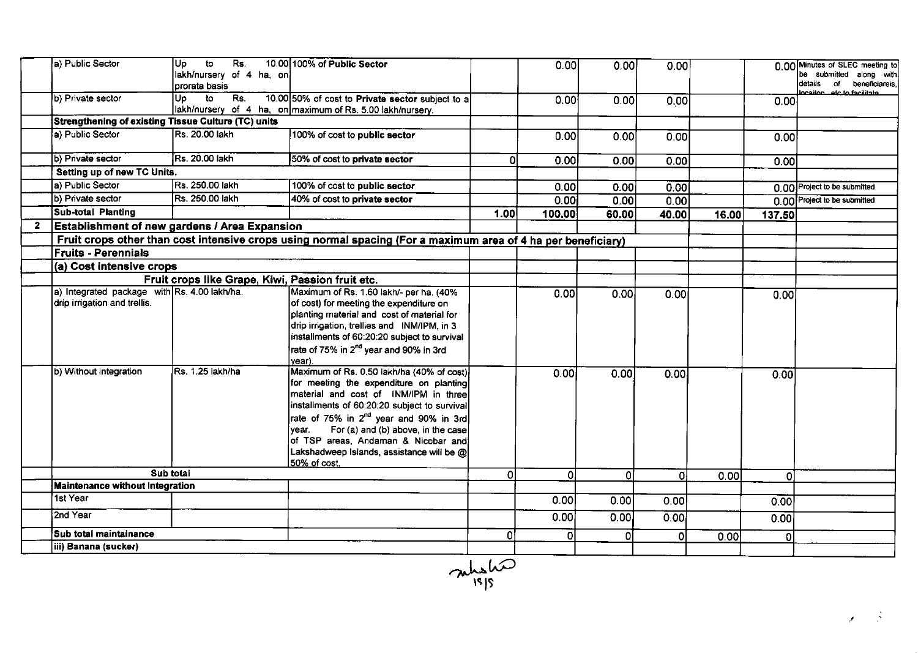| | | | | | | | | | | |
|---|---|---|---|---|---|---|---|---|---|---|
| | a) Public Sector | Up to Rs. 10.00 lakh/nursery of 4 ha, on prorata basis | 100% of **Public Sector** | | 0.00 | 0.00 | 0.00 | | 0.00 | Minutes of SLEC meeting to be submitted along with details of beneficiareis, locaiton etc to facilitate |
| | b) Private sector | Up to Rs. 10.00 lakh/nursery of 4 ha, on | 50% of cost to **Private sector** subject to a maximum of Rs. 5.00 lakh/nursery. | | 0.00 | 0.00 | 0.00 | | 0.00 | |
| | **Strengthening of existing Tissue Culture (TC) units** | | | | | | | | | |
| | a) Public Sector | Rs. 20.00 lakh | 100% of cost to **public sector** | | 0.00 | 0.00 | 0.00 | | 0.00 | |
| | b) Private sector | Rs. 20.00 lakh | 50% of cost to **private sector** | 0 | 0.00 | 0.00 | 0.00 | | 0.00 | |
| | **Setting up of new TC Units.** | | | | | | | | | |
| | a) Public Sector | Rs. 250.00 lakh | 100% of cost to **public sector** | | 0.00 | 0.00 | 0.00 | | 0.00 | Project to be submitted |
| | b) Private sector | Rs. 250.00 lakh | 40% of cost to **private sector** | | 0.00 | 0.00 | 0.00 | | 0.00 | Project to be submitted |
| | **Sub-total Planting** | | | **1.00** | **100.00** | **60.00** | **40.00** | **16.00** | **137.50** | |
| **2** | **Establishment of new gardens / Area Expansion** | | | | | | | | | |
| | **Fruit crops other than cost intensive crops using normal spacing (For a maximum area of 4 ha per beneficiary)** | | | | | | | | | |
| | **Fruits - Perennials** | | | | | | | | | |
| | **(a) Cost intensive crops** | | | | | | | | | |
| | | **Fruit crops like Grape, Kiwi, Passion fruit etc.** | | | | | | | | |
| | a) Integrated package with drip irrigation and trellis. | Rs. 4.00 lakh/ha. | Maximum of Rs. 1.60 lakh/- per ha. (40% of cost) for meeting the expenditure on planting material and cost of material for drip irrigation, trellies and INM/IPM, in 3 installments of 60:20:20 subject to survival rate of 75% in 2nd year and 90% in 3rd year). | | 0.00 | 0.00 | 0.00 | | 0.00 | |
| | b) Without integration | Rs. 1.25 lakh/ha | Maximum of Rs. 0.50 lakh/ha (40% of cost) for meeting the expenditure on planting material and cost of INM/IPM in three installments of 60:20:20 subject to survival rate of 75% in 2nd year and 90% in 3rd year. For (a) and (b) above, in the case of TSP areas, Andaman & Nicobar and Lakshadweep Islands, assistance will be @ 50% of cost. | | 0.00 | 0.00 | 0.00 | | 0.00 | |
| | Sub total | | | 0 | 0 | 0 | 0 | 0.00 | 0 | |
| | **Maintenance without Integration** | | | | | | | | | |
| | 1st Year | | | | 0.00 | 0.00 | 0.00 | | 0.00 | |
| | 2nd Year | | | | 0.00 | 0.00 | 0.00 | | 0.00 | |
| | **Sub total maintainance** | | | 0 | 0 | 0 | 0 | 0.00 | 0 | |
| | **iii) Banana (sucker)** | | | | | | | | | |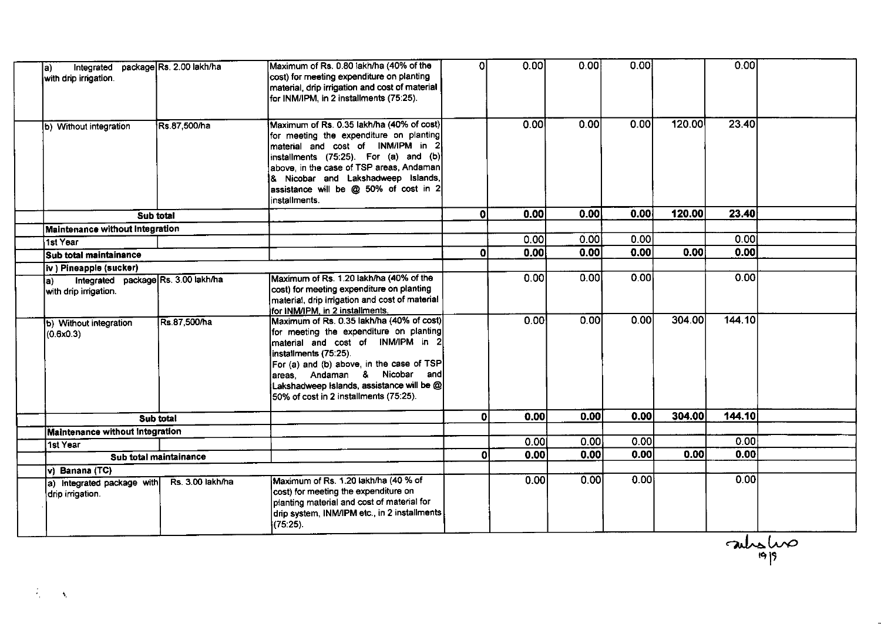| | | | | | | | | | |
|---|---|---|---|---|---|---|---|---|---|
| | a) Integrated package with drip irrigation. | Rs. 2.00 lakh/ha | Maximum of Rs. 0.80 lakh/ha (40% of the cost) for meeting expenditure on planting material, drip irrigation and cost of material for INM/IPM, in 2 installments (75:25). | 0 | 0.00 | 0.00 | 0.00 | | 0.00 |
| | b) Without integration | Rs.87,500/ha | Maximum of Rs. 0.35 lakh/ha (40% of cost) for meeting the expenditure on planting material and cost of INM/IPM in 2 installments (75:25). For (a) and (b) above, in the case of TSP areas, Andaman & Nicobar and Lakshadweep Islands, assistance will be @ 50% of cost in 2 installments. | | 0.00 | 0.00 | 0.00 | 120.00 | 23.40 |
| | **Sub total** | | | **0** | **0.00** | **0.00** | **0.00** | **120.00** | **23.40** |
| | **Maintenance without Integration** | | | | | | | | |
| | 1st Year | | | | 0.00 | 0.00 | 0.00 | | 0.00 |
| | **Sub total maintainance** | | | **0** | **0.00** | **0.00** | **0.00** | **0.00** | **0.00** |
| | **iv ) Pineapple (sucker)** | | | | | | | | |
| | a) Integrated package with drip irrigation. | Rs. 3.00 lakh/ha | Maximum of Rs. 1.20 lakh/ha (40% of the cost) for meeting expenditure on planting material, drip irrigation and cost of material for INM/IPM, in 2 installments. | | 0.00 | 0.00 | 0.00 | | 0.00 |
| | b) Without integration (0.6x0.3) | Rs.87,500/ha | Maximum of Rs. 0.35 lakh/ha (40% of cost) for meeting the expenditure on planting material and cost of INM/IPM in 2 installments (75:25). For (a) and (b) above, in the case of TSP areas, Andaman & Nicobar and Lakshadweep Islands, assistance will be @ 50% of cost in 2 installments (75:25). | | 0.00 | 0.00 | 0.00 | 304.00 | 144.10 |
| | **Sub total** | | | **0** | **0.00** | **0.00** | **0.00** | **304.00** | **144.10** |
| | **Maintenance without Integration** | | | | | | | | |
| | 1st Year | | | | 0.00 | 0.00 | 0.00 | | 0.00 |
| | **Sub total maintainance** | | | **0** | **0.00** | **0.00** | **0.00** | **0.00** | **0.00** |
| | **v) Banana (TC)** | | | | | | | | |
| | a) Integrated package with drip irrigation. | Rs. 3.00 lakh/ha | Maximum of Rs. 1.20 lakh/ha (40 % of cost) for meeting the expenditure on planting material and cost of material for drip system, INM/IPM etc., in 2 installments (75:25). | | 0.00 | 0.00 | 0.00 | | 0.00 |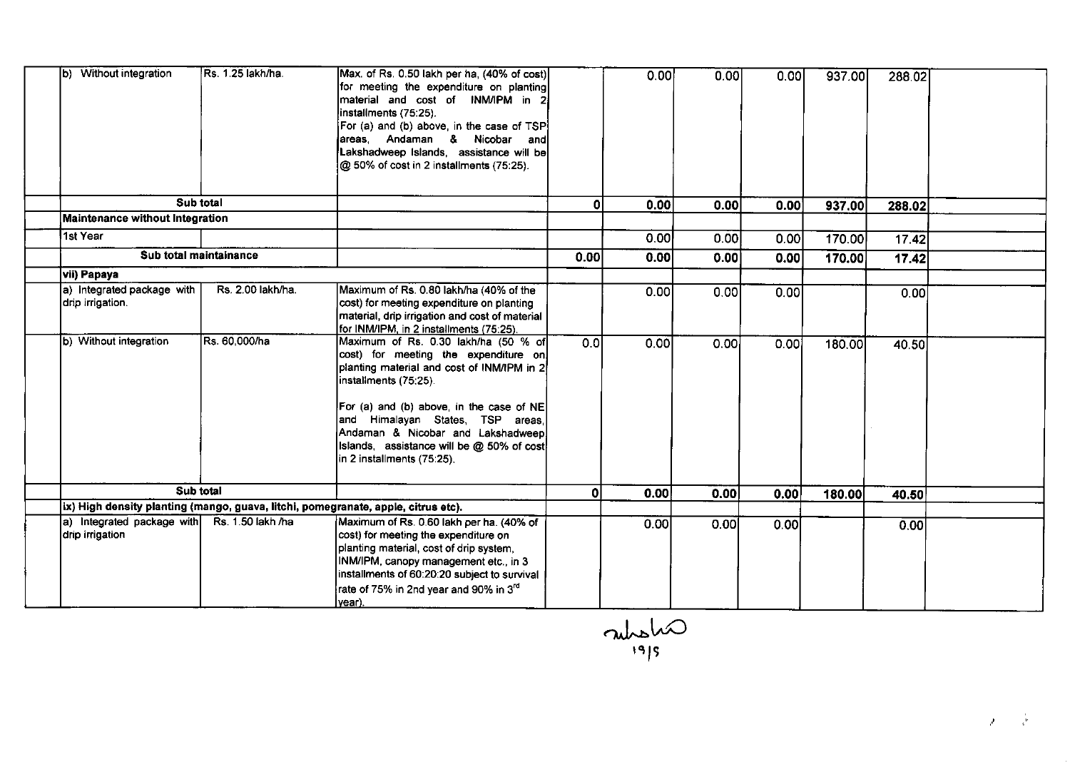| | | | | | | | | | |
|---|---|---|---|---|---|---|---|---|---|
| | b) Without integration | Rs. 1.25 lakh/ha. | Max. of Rs. 0.50 lakh per ha, (40% of cost) for meeting the expenditure on planting material and cost of INM/IPM in 2 installments (75:25). For (a) and (b) above, in the case of TSP areas, Andaman & Nicobar and Lakshadweep Islands, assistance will be @ 50% of cost in 2 installments (75:25). | | 0.00 | 0.00 | 0.00 | 937.00 | 288.02 | |
| | Sub total | | | 0 | 0.00 | 0.00 | 0.00 | 937.00 | 288.02 | |
| | **Maintenance without Integration** | | | | | | | | | |
| | 1st Year | | | | 0.00 | 0.00 | 0.00 | 170.00 | 17.42 | |
| | Sub total maintainance | | | 0.00 | 0.00 | 0.00 | 0.00 | 170.00 | 17.42 | |
| | **vii) Papaya** | | | | | | | | | |
| | a) Integrated package with drip irrigation. | Rs. 2.00 lakh/ha. | Maximum of Rs. 0.80 lakh/ha (40% of the cost) for meeting expenditure on planting material, drip irrigation and cost of material for INM/IPM, in 2 installments (75:25). | | 0.00 | 0.00 | 0.00 | | 0.00 | |
| | b) Without integration | Rs. 60,000/ha | Maximum of Rs. 0.30 lakh/ha (50 % of cost) for meeting the expenditure on planting material and cost of INM/IPM in 2 installments (75:25). For (a) and (b) above, in the case of NE and Himalayan States, TSP areas, Andaman & Nicobar and Lakshadweep Islands, assistance will be @ 50% of cost in 2 installments (75:25). | 0.0 | 0.00 | 0.00 | 0.00 | 180.00 | 40.50 | |
| | Sub total | | | 0 | 0.00 | 0.00 | 0.00 | 180.00 | 40.50 | |
| | **ix) High density planting (mango, guava, litchi, pomegranate, apple, citrus etc).** | | | | | | | | | |
| | a) Integrated package with drip irrigation | Rs. 1.50 lakh /ha | Maximum of Rs. 0.60 lakh per ha. (40% of cost) for meeting the expenditure on planting material, cost of drip system, INM/IPM, canopy management etc., in 3 installments of 60:20:20 subject to survival rate of 75% in 2nd year and 90% in 3rd year). | | 0.00 | 0.00 | 0.00 | | 0.00 | |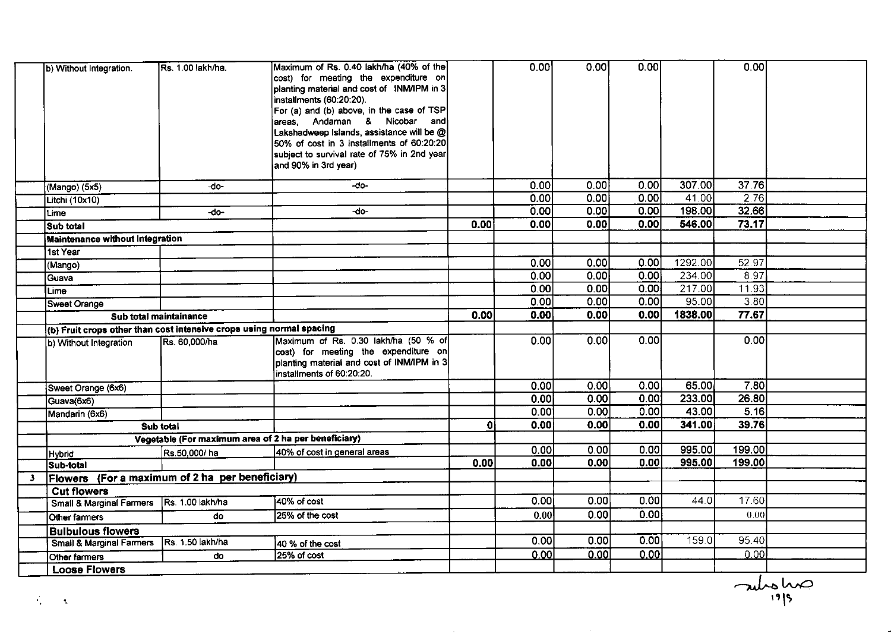|  |  |  |  |  |  |  |  |  |  |  |
|---|---|---|---|---|---|---|---|---|---|---|
|  | b) Without Integration. | Rs. 1.00 lakh/ha. | Maximum of Rs. 0.40 lakh/ha (40% of the cost) for meeting the expenditure on planting material and cost of INM/IPM in 3 installments (60:20:20). For (a) and (b) above, in the case of TSP areas, Andaman & Nicobar and Lakshadweep Islands, assistance will be @ 50% of cost in 3 installments of 60:20:20 subject to survival rate of 75% in 2nd year and 90% in 3rd year) |  | 0.00 | 0.00 | 0.00 |  | 0.00 |  |
|  | (Mango) (5x5) | -do- | -do- |  | 0.00 | 0.00 | 0.00 | 307.00 | 37.76 |  |
|  | Litchi (10x10) |  |  |  | 0.00 | 0.00 | 0.00 | 41.00 | 2.76 |  |
|  | Lime | -do- | -do- |  | 0.00 | 0.00 | 0.00 | 198.00 | 32.66 |  |
|  | **Sub total** |  |  | **0.00** | **0.00** | **0.00** | **0.00** | **546.00** | **73.17** |  |
|  | **Maintenance without Integration** |  |  |  |  |  |  |  |  |  |
|  | 1st Year |  |  |  |  |  |  |  |  |  |
|  | (Mango) |  |  |  | 0.00 | 0.00 | 0.00 | 1292.00 | 52.97 |  |
|  | Guava |  |  |  | 0.00 | 0.00 | 0.00 | 234.00 | 8.97 |  |
|  | Lime |  |  |  | 0.00 | 0.00 | 0.00 | 217.00 | 11.93 |  |
|  | Sweet Orange |  |  |  | 0.00 | 0.00 | 0.00 | 95.00 | 3.80 |  |
|  | **Sub total maintainance** |  |  | **0.00** | **0.00** | **0.00** | **0.00** | **1838.00** | **77.67** |  |
|  | **(b) Fruit crops other than cost intensive crops using normal spacing** |  |  |  |  |  |  |  |  |  |
|  | b) Without Integration | Rs. 60,000/ha | Maximum of Rs. 0.30 lakh/ha (50 % of cost) for meeting the expenditure on planting material and cost of INM/IPM in 3 installments of 60:20:20. |  | 0.00 | 0.00 | 0.00 |  | 0.00 |  |
|  | Sweet Orange (6x6) |  |  |  | 0.00 | 0.00 | 0.00 | 65.00 | 7.80 |  |
|  | Guava(6x6) |  |  |  | 0.00 | 0.00 | 0.00 | 233.00 | 26.80 |  |
|  | Mandarin (6x6) |  |  |  | 0.00 | 0.00 | 0.00 | 43.00 | 5.16 |  |
|  | **Sub total** |  |  | **0** | **0.00** | **0.00** | **0.00** | **341.00** | **39.76** |  |
|  | **Vegetable (For maximum area of 2 ha per beneficiary)** |  |  |  |  |  |  |  |  |  |
|  | Hybrid | Rs.50,000/ ha | 40% of cost in general areas |  | 0.00 | 0.00 | 0.00 | 995.00 | 199.00 |  |
|  | **Sub-total** |  |  | **0.00** | **0.00** | **0.00** | **0.00** | **995.00** | **199.00** |  |
| 3 | **Flowers (For a maximum of 2 ha per beneficiary)** |  |  |  |  |  |  |  |  |  |
|  | **Cut flowers** |  |  |  |  |  |  |  |  |  |
|  | Small & Marginal Farmers | Rs. 1.00 lakh/ha | 40% of cost |  | 0.00 | 0.00 | 0.00 | 44.0 | 17.60 |  |
|  | Other farmers | do | 25% of the cost |  | 0.00 | 0.00 | 0.00 |  | 0.00 |  |
|  | **Bulbulous flowers** |  |  |  |  |  |  |  |  |  |
|  | Small & Marginal Farmers | Rs. 1.50 lakh/ha | 40 % of the cost |  | 0.00 | 0.00 | 0.00 | 159.0 | 95.40 |  |
|  | Other farmers | do | 25% of cost |  | 0.00 | 0.00 | 0.00 |  | 0.00 |  |
|  | **Loose Flowers** |  |  |  |  |  |  |  |  |  |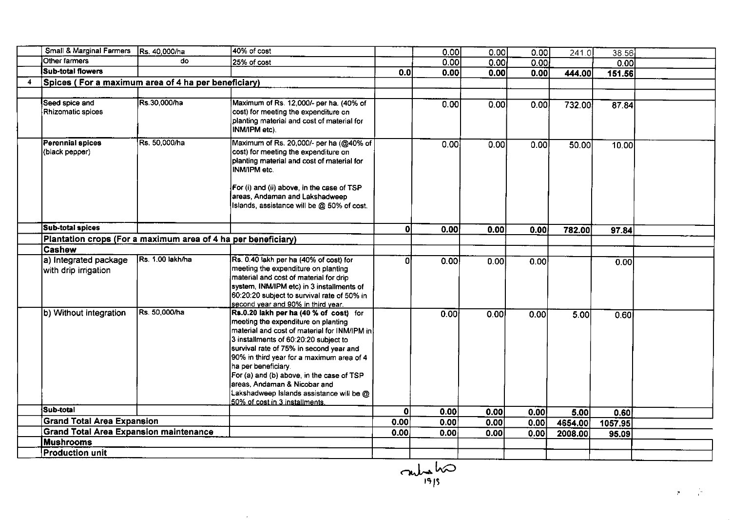| | | | | | | | | | | |
|---|---|---|---|---|---|---|---|---|---|---|
| | Small & Marginal Farmers | Rs. 40,000/ha | 40% of cost | | 0.00 | 0.00 | 0.00 | 241.0 | 38.56 | |
| | Other farmers | do | 25% of cost | | 0.00 | 0.00 | 0.00 | | 0.00 | |
| | **Sub-total flowers** | | | **0.0** | **0.00** | **0.00** | **0.00** | **444.00** | **151.56** | |
| 4 | **Spices ( For a maximum area of 4 ha per beneficiary)** | | | | | | | | | |
| | | | | | | | | | | |
| | Seed spice and Rhizomatic spices | Rs.30,000/ha | Maximum of Rs. 12,000/- per ha. (40% of cost) for meeting the expenditure on planting material and cost of material for INM/IPM etc). | | 0.00 | 0.00 | 0.00 | 732.00 | 87.84 | |
| | **Perennial spices** (black pepper) | Rs. 50,000/ha | Maximum of Rs. 20,000/- per ha (@40% of cost) for meeting the expenditure on planting material and cost of material for INM/IPM etc. For (i) and (ii) above, in the case of TSP areas, Andaman and Lakshadweep Islands, assistance will be @ 50% of cost. | | 0.00 | 0.00 | 0.00 | 50.00 | 10.00 | |
| | **Sub-total spices** | | | **0** | **0.00** | **0.00** | **0.00** | **782.00** | **97.84** | |
| | **Plantation crops (For a maximum area of 4 ha per beneficiary)** | | | | | | | | | |
| | **Cashew** | | | | | | | | | |
| | a) Integrated package with drip irrigation | Rs. 1.00 lakh/ha | Rs. 0.40 lakh per ha (40% of cost) for meeting the expenditure on planting material and cost of material for drip system, INM/IPM etc) in 3 installments of 60:20:20 subject to survival rate of 50% in second year and 90% in third year. | 0 | 0.00 | 0.00 | 0.00 | | 0.00 | |
| | b) Without integration | Rs. 50,000/ha | **Rs.0.20 lakh per ha (40 % of cost)** for meeting the expenditure on planting material and cost of material for INM/IPM in 3 installments of 60:20:20 subject to survival rate of 75% in second year and 90% in third year for a maximum area of 4 ha per beneficiary. For (a) and (b) above, in the case of TSP areas, Andaman & Nicobar and Lakshadweep Islands assistance will be @ 50% of cost in 3 installments. | | 0.00 | 0.00 | 0.00 | 5.00 | 0.60 | |
| | **Sub-total** | | | **0** | **0.00** | **0.00** | **0.00** | **5.00** | **0.60** | |
| | **Grand Total Area Expansion** | | | **0.00** | **0.00** | **0.00** | **0.00** | **4654.00** | **1057.95** | |
| | **Grand Total Area Expansion maintenance** | | | **0.00** | **0.00** | **0.00** | **0.00** | **2008.00** | **95.09** | |
| | **Mushrooms** | | | | | | | | | |
| | **Production unit** | | | | | | | | | |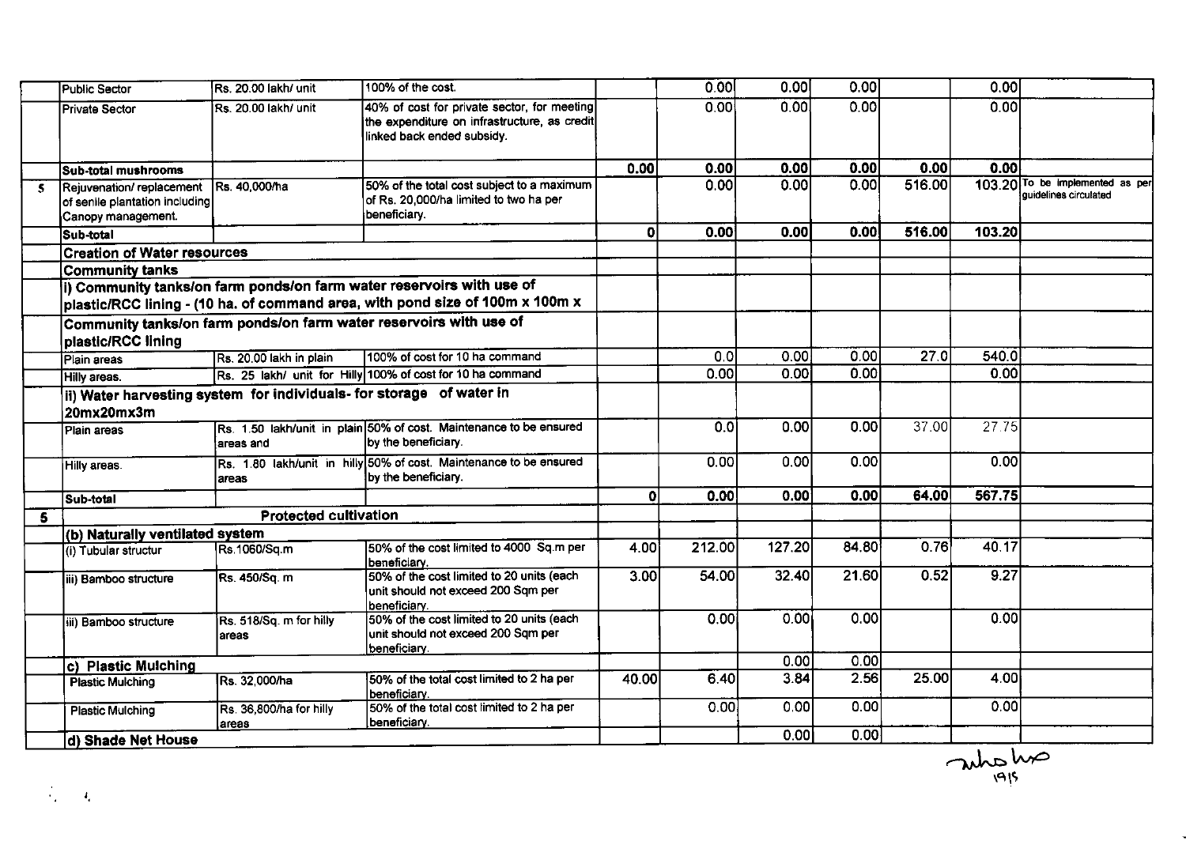| | | | | | | | | | | |
|---|---|---|---|---|---|---|---|---|---|---|
| | Public Sector | Rs. 20.00 lakh/ unit | 100% of the cost. | | 0.00 | 0.00 | 0.00 | | 0.00 | |
| | Private Sector | Rs. 20.00 lakh/ unit | 40% of cost for private sector, for meeting the expenditure on infrastructure, as credit linked back ended subsidy. | | 0.00 | 0.00 | 0.00 | | 0.00 | |
| | **Sub-total mushrooms** | | | **0.00** | **0.00** | **0.00** | **0.00** | **0.00** | **0.00** | |
| 5 | Rejuvenation/ replacement of senile plantation including Canopy management. | Rs. 40,000/ha | 50% of the total cost subject to a maximum of Rs. 20,000/ha limited to two ha per beneficiary. | | 0.00 | 0.00 | 0.00 | 516.00 | 103.20 | To be implemented as per guidelines circulated |
| | **Sub-total** | | | **0** | **0.00** | **0.00** | **0.00** | **516.00** | **103.20** | |
| | **Creation of Water resources** | | | | | | | | | |
| | **Community tanks** | | | | | | | | | |
| | **i) Community tanks/on farm ponds/on farm water reservoirs with use of plastic/RCC lining - (10 ha. of command area, with pond size of 100m x 100m x** | | | | | | | | | |
| | **Community tanks/on farm ponds/on farm water reservoirs with use of plastic/RCC lining** | | | | | | | | | |
| | Plain areas | Rs. 20.00 lakh in plain | 100% of cost for 10 ha command | | 0.0 | 0.00 | 0.00 | 27.0 | 540.0 | |
| | Hilly areas. | Rs. 25 lakh/ unit for Hilly | 100% of cost for 10 ha command | | 0.00 | 0.00 | 0.00 | | 0.00 | |
| | **ii) Water harvesting system for individuals- for storage of water in 20mx20mx3m** | | | | | | | | | |
| | Plain areas | Rs. 1.50 lakh/unit in plain areas and | 50% of cost. Maintenance to be ensured by the beneficiary. | | 0.0 | 0.00 | 0.00 | 37.00 | 27.75 | |
| | Hilly areas. | Rs. 1.80 lakh/unit in hilly areas | 50% of cost. Maintenance to be ensured by the beneficiary. | | 0.00 | 0.00 | 0.00 | | 0.00 | |
| | **Sub-total** | | | **0** | **0.00** | **0.00** | **0.00** | **64.00** | **567.75** | |
| **5** | | **Protected cultivation** | | | | | | | | |
| | **(b) Naturally ventilated system** | | | | | | | | | |
| | (i) Tubular structur | Rs.1060/Sq.m | 50% of the cost limited to 4000 Sq.m per beneficiary. | 4.00 | 212.00 | 127.20 | 84.80 | 0.76 | 40.17 | |
| | iii) Bamboo structure | Rs. 450/Sq. m | 50% of the cost limited to 20 units (each unit should not exceed 200 Sqm per beneficiary. | 3.00 | 54.00 | 32.40 | 21.60 | 0.52 | 9.27 | |
| | iii) Bamboo structure | Rs. 518/Sq. m for hilly areas | 50% of the cost limited to 20 units (each unit should not exceed 200 Sqm per beneficiary. | | 0.00 | 0.00 | 0.00 | | 0.00 | |
| | **c) Plastic Mulching** | | | | | 0.00 | 0.00 | | | |
| | Plastic Mulching | Rs. 32,000/ha | 50% of the total cost limited to 2 ha per beneficiary. | 40.00 | 6.40 | 3.84 | 2.56 | 25.00 | 4.00 | |
| | Plastic Mulching | Rs. 36,800/ha for hilly areas | 50% of the total cost limited to 2 ha per beneficiary. | | 0.00 | 0.00 | 0.00 | | 0.00 | |
| | **d) Shade Net House** | | | | | 0.00 | 0.00 | | | |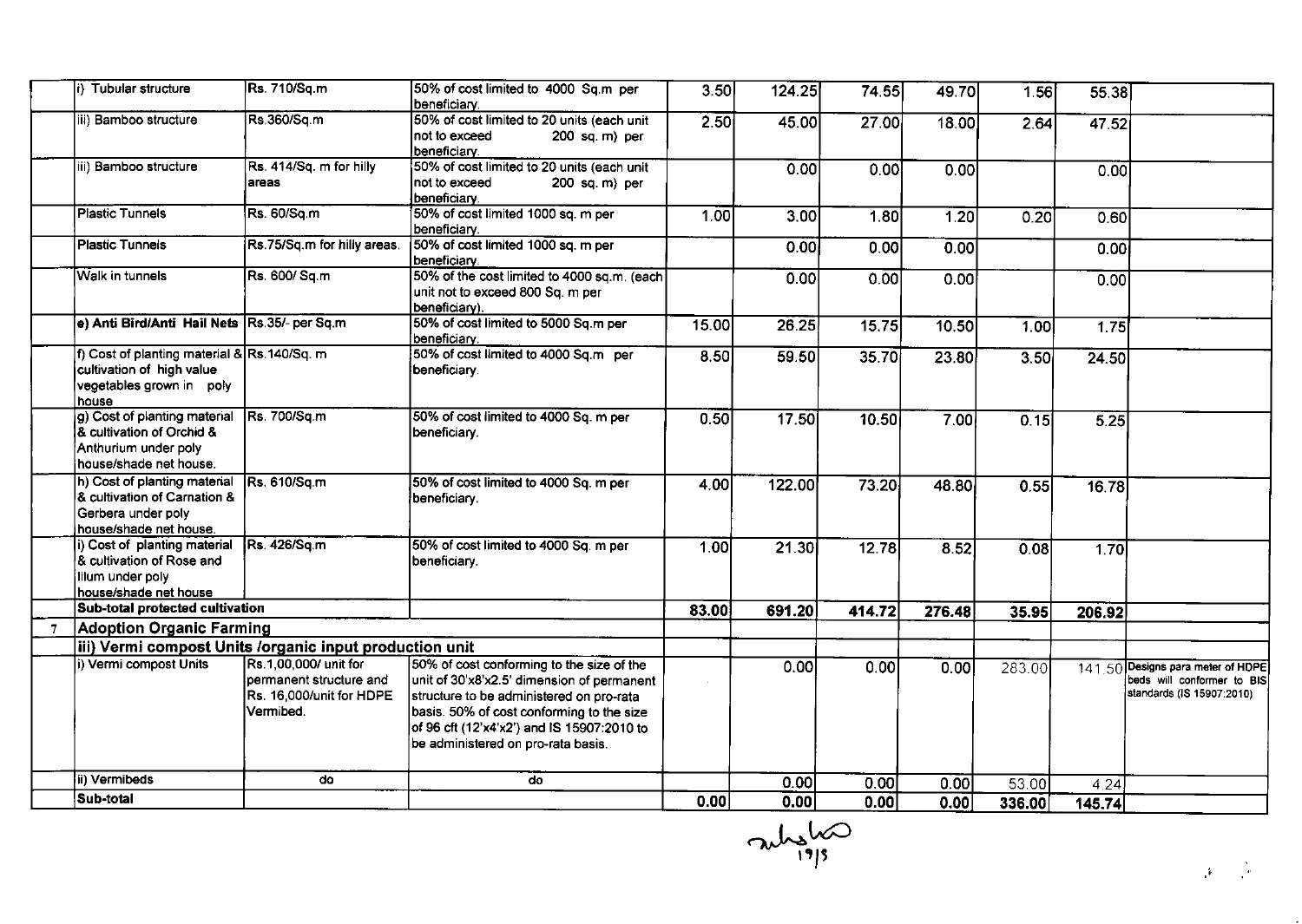| | | | | | | | | | | |
|---|---|---|---|---|---|---|---|---|---|---|
| | i) Tubular structure | Rs. 710/Sq.m | 50% of cost limited to 4000 Sq.m per beneficiary. | 3.50 | 124.25 | 74.55 | 49.70 | 1.56 | 55.38 | |
| | iii) Bamboo structure | Rs.360/Sq.m | 50% of cost limited to 20 units (each unit not to exceed 200 sq. m) per beneficiary. | 2.50 | 45.00 | 27.00 | 18.00 | 2.64 | 47.52 | |
| | iii) Bamboo structure | Rs. 414/Sq. m for hilly areas | 50% of cost limited to 20 units (each unit not to exceed 200 sq. m) per beneficiary. | | 0.00 | 0.00 | 0.00 | | 0.00 | |
| | Plastic Tunnels | Rs. 60/Sq.m | 50% of cost limited 1000 sq. m per beneficiary. | 1.00 | 3.00 | 1.80 | 1.20 | 0.20 | 0.60 | |
| | Plastic Tunnels | Rs.75/Sq.m for hilly areas. | 50% of cost limited 1000 sq. m per beneficiary. | | 0.00 | 0.00 | 0.00 | | 0.00 | |
| | Walk in tunnels | Rs. 600/ Sq.m | 50% of the cost limited to 4000 sq.m. (each unit not to exceed 800 Sq. m per beneficiary). | | 0.00 | 0.00 | 0.00 | | 0.00 | |
| | **e) Anti Bird/Anti Hail Nets** | Rs.35/- per Sq.m | 50% of cost limited to 5000 Sq.m per beneficiary. | 15.00 | 26.25 | 15.75 | 10.50 | 1.00 | 1.75 | |
| | f) Cost of planting material & cultivation of high value vegetables grown in poly house | Rs.140/Sq. m | 50% of cost limited to 4000 Sq.m per beneficiary. | 8.50 | 59.50 | 35.70 | 23.80 | 3.50 | 24.50 | |
| | g) Cost of planting material & cultivation of Orchid & Anthurium under poly house/shade net house. | Rs. 700/Sq.m | 50% of cost limited to 4000 Sq. m per beneficiary. | 0.50 | 17.50 | 10.50 | 7.00 | 0.15 | 5.25 | |
| | h) Cost of planting material & cultivation of Carnation & Gerbera under poly house/shade net house. | Rs. 610/Sq.m | 50% of cost limited to 4000 Sq. m per beneficiary. | 4.00 | 122.00 | 73.20 | 48.80 | 0.55 | 16.78 | |
| | i) Cost of planting material & cultivation of Rose and lilum under poly house/shade net house | Rs. 426/Sq.m | 50% of cost limited to 4000 Sq. m per beneficiary. | 1.00 | 21.30 | 12.78 | 8.52 | 0.08 | 1.70 | |
| | **Sub-total protected cultivation** | | | **83.00** | **691.20** | **414.72** | **276.48** | **35.95** | **206.92** | |
| 7 | **Adoption Organic Farming** | | | | | | | | | |
| | **iii) Vermi compost Units /organic input production unit** | | | | | | | | | |
| | i) Vermi compost Units | Rs.1,00,000/ unit for permanent structure and Rs. 16,000/unit for HDPE Vermibed. | 50% of cost conforming to the size of the unit of 30'x8'x2.5' dimension of permanent structure to be administered on pro-rata basis. 50% of cost conforming to the size of 96 cft (12'x4'x2') and IS 15907:2010 to be administered on pro-rata basis. | | 0.00 | 0.00 | 0.00 | 283.00 | 141.50 | Designs para meter of HDPE beds will conformer to BIS standards (IS 15907:2010) |
| | ii) Vermibeds | do | do | | 0.00 | 0.00 | 0.00 | 53.00 | 4.24 | |
| | **Sub-total** | | | **0.00** | **0.00** | **0.00** | **0.00** | **336.00** | **145.74** | |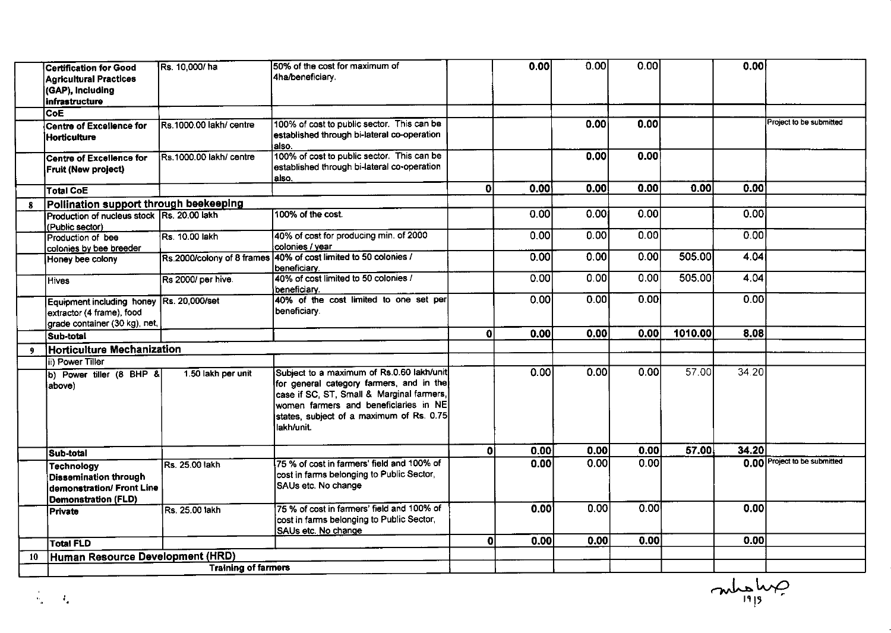| | | | | | | | | | | |
|---|---|---|---|---|---|---|---|---|---|---|
| | **Certification for Good Agricultural Practices (GAP), Including infrastructure** | Rs. 10,000/ ha | 50% of the cost for maximum of 4ha/beneficiary. | | **0.00** | 0.00 | 0.00 | | **0.00** | |
| | **CoE** | | | | | | | | | |
| | **Centre of Excellence for Horticulture** | Rs.1000.00 lakh/ centre | 100% of cost to public sector. This can be established through bi-lateral co-operation also. | | | **0.00** | **0.00** | | | Project to be submitted |
| | **Centre of Excellence for Fruit (New project)** | Rs.1000.00 lakh/ centre | 100% of cost to public sector. This can be established through bi-lateral co-operation also. | | | **0.00** | **0.00** | | | |
| | **Total CoE** | | | **0** | **0.00** | **0.00** | **0.00** | **0.00** | **0.00** | |
| **8** | **Pollination support through beekeeping** | | | | | | | | | |
| | Production of nucleus stock (Public sector) | Rs. 20.00 lakh | 100% of the cost. | | 0.00 | 0.00 | 0.00 | | 0.00 | |
| | Production of bee colonies by bee breeder | Rs. 10.00 lakh | 40% of cost for producing min. of 2000 colonies / year | | 0.00 | 0.00 | 0.00 | | 0.00 | |
| | Honey bee colony | Rs.2000/colony of 8 frames | 40% of cost limited to 50 colonies / beneficiary. | | 0.00 | 0.00 | 0.00 | 505.00 | 4.04 | |
| | Hives | Rs 2000/ per hive. | 40% of cost limited to 50 colonies / beneficiary. | | 0.00 | 0.00 | 0.00 | 505.00 | 4.04 | |
| | Equipment including honey extractor (4 frame), food grade container (30 kg), net, | Rs. 20,000/set | 40% of the cost limited to one set per beneficiary. | | 0.00 | 0.00 | 0.00 | | 0.00 | |
| | **Sub-total** | | | **0** | **0.00** | **0.00** | **0.00** | **1010.00** | **8.08** | |
| **9** | **Horticulture Mechanization** | | | | | | | | | |
| | ii) Power Tiller | | | | | | | | | |
| | b) Power tiller (8 BHP & above) | 1.50 lakh per unit | Subject to a maximum of Rs.0.60 lakh/unit for general category farmers, and in the case if SC, ST, Small & Marginal farmers, women farmers and beneficiaries in NE states, subject of a maximum of Rs. 0.75 lakh/unit. | | 0.00 | 0.00 | 0.00 | 57.00 | 34.20 | |
| | **Sub-total** | | | **0** | **0.00** | **0.00** | **0.00** | **57.00** | **34.20** | |
| | **Technology Dissemination through demonstration/ Front Line Demonstration (FLD)** | Rs. 25.00 lakh | 75 % of cost in farmers' field and 100% of cost in farms belonging to Public Sector, SAUs etc. No change | | **0.00** | 0.00 | 0.00 | | **0.00** | Project to be submitted |
| | **Private** | Rs. 25.00 lakh | 75 % of cost in farmers' field and 100% of cost in farms belonging to Public Sector, SAUs etc. No change | | **0.00** | 0.00 | 0.00 | | **0.00** | |
| | **Total FLD** | | | **0** | **0.00** | **0.00** | **0.00** | | **0.00** | |
| **10** | **Human Resource Development (HRD)** | | | | | | | | | |
| | **Training of farmers** | | | | | | | | | |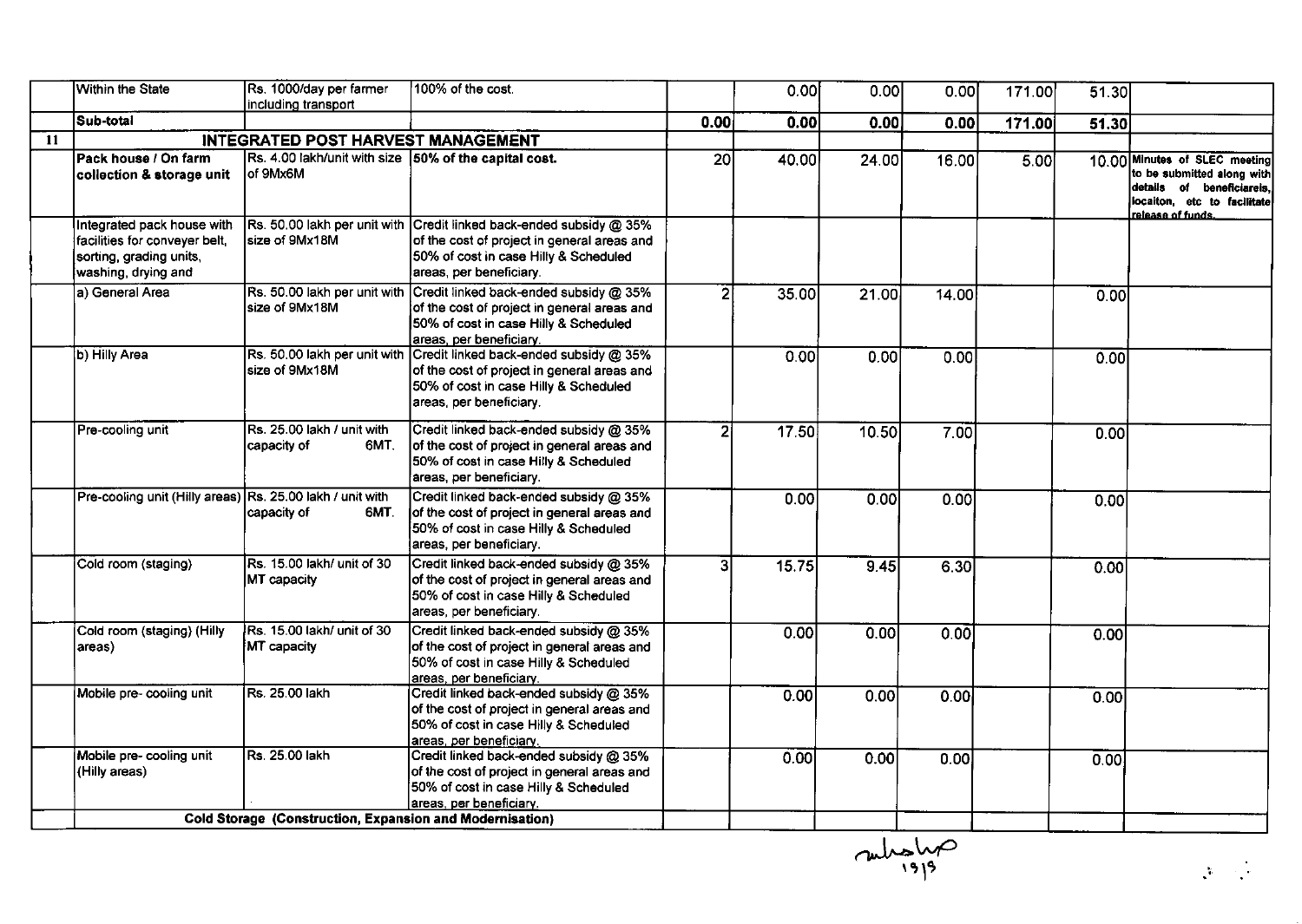|  | Within the State | Rs. 1000/day per farmer including transport | 100% of the cost. |  | 0.00 | 0.00 | 0.00 | 171.00 | 51.30 |  |
|---|---|---|---|---|---|---|---|---|---|---|
|  | **Sub-total** |  |  | **0.00** | **0.00** | **0.00** | **0.00** | **171.00** | **51.30** |  |
| **11** | **INTEGRATED POST HARVEST MANAGEMENT** |  |  |  |  |  |  |  |  |  |
|  | **Pack house / On farm collection & storage unit** | Rs. 4.00 lakh/unit with size of 9Mx6M | **50% of the capital cost.** | 20 | 40.00 | 24.00 | 16.00 | 5.00 | 10.00 | **Minutes of SLEC meeting to be submitted along with details of beneficiareis, locaiton, etc to facilitate release of funds.** |
|  | Integrated pack house with facilities for conveyer belt, sorting, grading units, washing, drying and | Rs. 50.00 lakh per unit with size of 9Mx18M | Credit linked back-ended subsidy @ 35% of the cost of project in general areas and 50% of cost in case Hilly & Scheduled areas, per beneficiary. |  |  |  |  |  |  |  |
|  | a) General Area | Rs. 50.00 lakh per unit with size of 9Mx18M | Credit linked back-ended subsidy @ 35% of the cost of project in general areas and 50% of cost in case Hilly & Scheduled areas, per beneficiary. | 2 | 35.00 | 21.00 | 14.00 |  | 0.00 |  |
|  | b) Hilly Area | Rs. 50.00 lakh per unit with size of 9Mx18M | Credit linked back-ended subsidy @ 35% of the cost of project in general areas and 50% of cost in case Hilly & Scheduled areas, per beneficiary. |  | 0.00 | 0.00 | 0.00 |  | 0.00 |  |
|  | Pre-cooling unit | Rs. 25.00 lakh / unit with capacity of 6MT. | Credit linked back-ended subsidy @ 35% of the cost of project in general areas and 50% of cost in case Hilly & Scheduled areas, per beneficiary. | 2 | 17.50 | 10.50 | 7.00 |  | 0.00 |  |
|  | Pre-cooling unit (Hilly areas) | Rs. 25.00 lakh / unit with capacity of 6MT. | Credit linked back-ended subsidy @ 35% of the cost of project in general areas and 50% of cost in case Hilly & Scheduled areas, per beneficiary. |  | 0.00 | 0.00 | 0.00 |  | 0.00 |  |
|  | Cold room (staging) | Rs. 15.00 lakh/ unit of 30 MT capacity | Credit linked back-ended subsidy @ 35% of the cost of project in general areas and 50% of cost in case Hilly & Scheduled areas, per beneficiary. | 3 | 15.75 | 9.45 | 6.30 |  | 0.00 |  |
|  | Cold room (staging) (Hilly areas) | Rs. 15.00 lakh/ unit of 30 MT capacity | Credit linked back-ended subsidy @ 35% of the cost of project in general areas and 50% of cost in case Hilly & Scheduled areas, per beneficiary. |  | 0.00 | 0.00 | 0.00 |  | 0.00 |  |
|  | Mobile pre- cooling unit | Rs. 25.00 lakh | Credit linked back-ended subsidy @ 35% of the cost of project in general areas and 50% of cost in case Hilly & Scheduled areas, per beneficiary. |  | 0.00 | 0.00 | 0.00 |  | 0.00 |  |
|  | Mobile pre- cooling unit (Hilly areas) | Rs. 25.00 lakh | Credit linked back-ended subsidy @ 35% of the cost of project in general areas and 50% of cost in case Hilly & Scheduled areas, per beneficiary. |  | 0.00 | 0.00 | 0.00 |  | 0.00 |  |
|  | **Cold Storage (Construction, Expansion and Modernisation)** |  |  |  |  |  |  |  |  |  |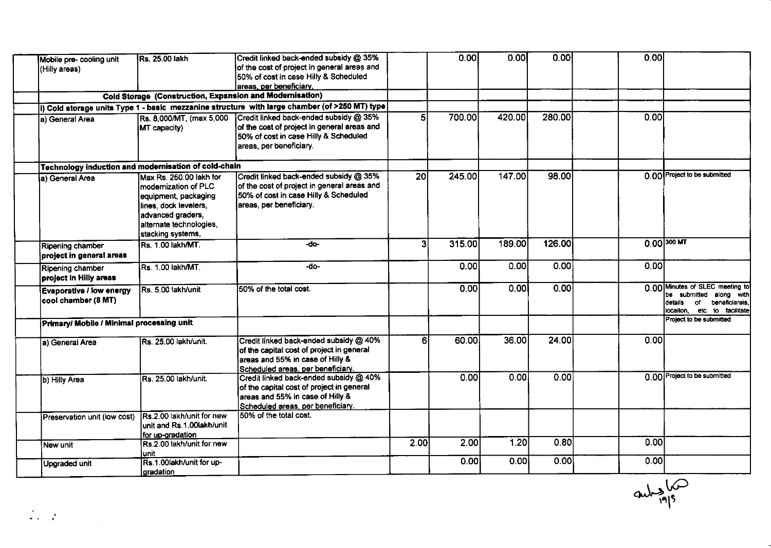| | | | | | | | | | | |
|---|---|---|---|---|---|---|---|---|---|---|
| | Mobile pre- cooling unit (Hilly areas) | Rs. 25.00 lakh | Credit linked back-ended subsidy @ 35% of the cost of project in general areas and 50% of cost in case Hilly & Scheduled areas, per beneficiary. | | 0.00 | 0.00 | 0.00 | | 0.00 | |
| | **Cold Storage (Construction, Expansion and Modernisation)** | | | | | | | | | |
| | **i) Cold storage units Type 1 - basic mezzanine structure with large chamber (of >250 MT) type** | | | | | | | | | |
| | a) General Area | Rs. 8,000/MT, (max 5,000 MT capacity) | Credit linked back-ended subsidy @ 35% of the cost of project in general areas and 50% of cost in case Hilly & Scheduled areas, per beneficiary. | 5 | 700.00 | 420.00 | 280.00 | | 0.00 | |
| | **Technology induction and modernisation of cold-chain** | | | | | | | | | |
| | a) General Area | Max Rs. 250.00 lakh for modernization of PLC equipment, packaging lines, dock levelers, advanced graders, alternate technologies, stacking systems, | Credit linked back-ended subsidy @ 35% of the cost of project in general areas and 50% of cost in case Hilly & Scheduled areas, per beneficiary. | 20 | 245.00 | 147.00 | 98.00 | | 0.00 | Project to be submitted |
| | Ripening chamber **project in general areas** | Rs. 1.00 lakh/MT. | -do- | 3 | 315.00 | 189.00 | 126.00 | | 0.00 | 300 MT |
| | Ripening chamber **project in Hilly areas** | Rs. 1.00 lakh/MT. | -do- | | 0.00 | 0.00 | 0.00 | | 0.00 | |
| | **Evaporative / low energy cool chamber (8 MT)** | Rs. 5.00 lakh/unit | 50% of the total cost. | | 0.00 | 0.00 | 0.00 | | 0.00 | Minutes of SLEC meeting to be submitted along with details of beneficiareis, location, etc to facilitate |
| | **Primary/ Mobile / Minimal processing unit** | | | | | | | | | Project to be submitted |
| | a) General Area | Rs. 25.00 lakh/unit. | Credit linked back-ended subsidy @ 40% of the capital cost of project in general areas and 55% in case of Hilly & Scheduled areas, per beneficiary. | 6 | 60.00 | 36.00 | 24.00 | | 0.00 | |
| | b) Hilly Area | Rs. 25.00 lakh/unit. | Credit linked back-ended subsidy @ 40% of the capital cost of project in general areas and 55% in case of Hilly & Scheduled areas, per beneficiary. | | 0.00 | 0.00 | 0.00 | | 0.00 | Project to be submitted |
| | Preservation unit (low cost) | Rs.2.00 lakh/unit for new unit and Rs.1.00lakh/unit for up-gradation | 50% of the total cost. | | | | | | | |
| | New unit | Rs.2.00 lakh/unit for new unit | | 2.00 | 2.00 | 1.20 | 0.80 | | 0.00 | |
| | Upgraded unit | Rs.1.00lakh/unit for up-gradation | | | 0.00 | 0.00 | 0.00 | | 0.00 | |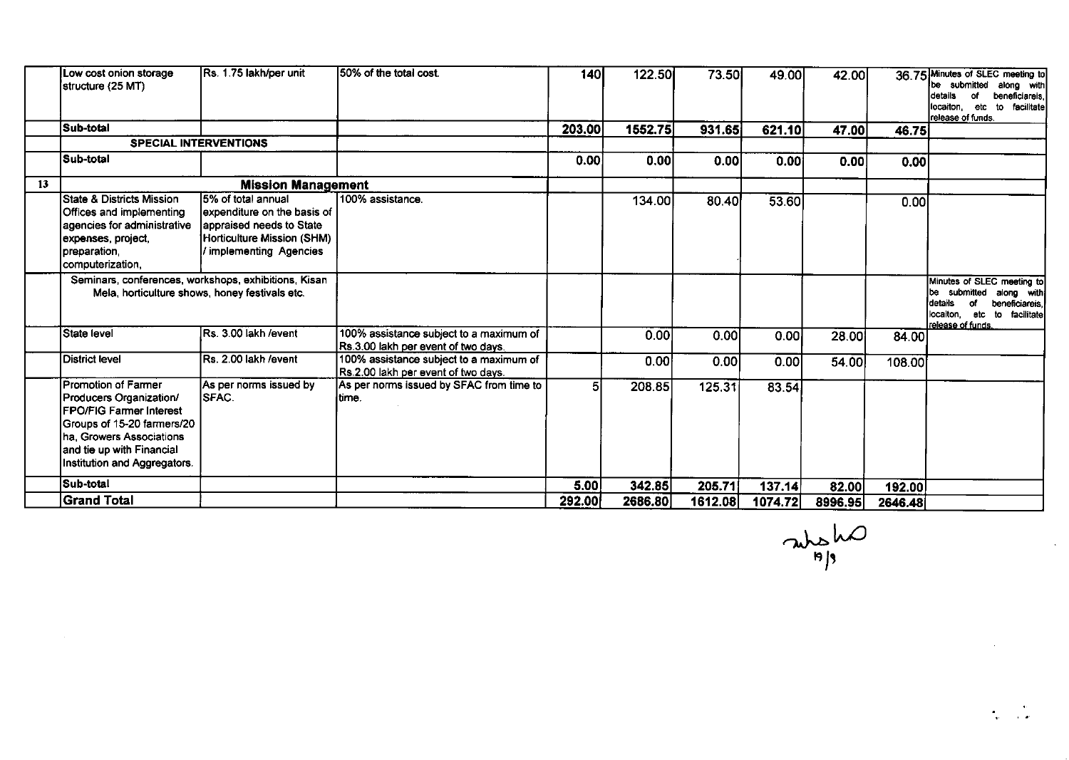| | | | | | | | | | | |
|---|---|---|---|---|---|---|---|---|---|---|
| | Low cost onion storage structure (25 MT) | Rs. 1.75 lakh/per unit | 50% of the total cost. | 140 | 122.50 | 73.50 | 49.00 | 42.00 | 36.75 | Minutes of SLEC meeting to be submitted along with details of beneficiareis, locaiton, etc to facilitate release of funds. |
| | Sub-total | | | 203.00 | 1552.75 | 931.65 | 621.10 | 47.00 | 46.75 | |
| | SPECIAL INTERVENTIONS | | | | | | | | | |
| | Sub-total | | | 0.00 | 0.00 | 0.00 | 0.00 | 0.00 | 0.00 | |
| 13 | Mission Management | | | | | | | | | |
| | State & Districts Mission Offices and implementing agencies for administrative expenses, project, preparation, computerization, | 5% of total annual expenditure on the basis of appraised needs to State Horticulture Mission (SHM) / implementing Agencies | 100% assistance. | | 134.00 | 80.40 | 53.60 | | 0.00 | |
| | Seminars, conferences, workshops, exhibitions, Kisan Mela, horticulture shows, honey festivals etc. | | | | | | | | | Minutes of SLEC meeting to be submitted along with details of beneficiareis, locaiton, etc to facilitate release of funds. |
| | State level | Rs. 3.00 lakh /event | 100% assistance subject to a maximum of Rs.3.00 lakh per event of two days. | | 0.00 | 0.00 | 0.00 | 28.00 | 84.00 | |
| | District level | Rs. 2.00 lakh /event | 100% assistance subject to a maximum of Rs.2.00 lakh per event of two days. | | 0.00 | 0.00 | 0.00 | 54.00 | 108.00 | |
| | Promotion of Farmer Producers Organization/ FPO/FIG Farmer Interest Groups of 15-20 farmers/20 ha, Growers Associations and tie up with Financial Institution and Aggregators. | As per norms issued by SFAC. | As per norms issued by SFAC from time to time. | 5 | 208.85 | 125.31 | 83.54 | | | |
| | Sub-total | | | 5.00 | 342.85 | 205.71 | 137.14 | 82.00 | 192.00 | |
| | Grand Total | | | 292.00 | 2686.80 | 1612.08 | 1074.72 | 8996.95 | 2646.48 | |

19/9